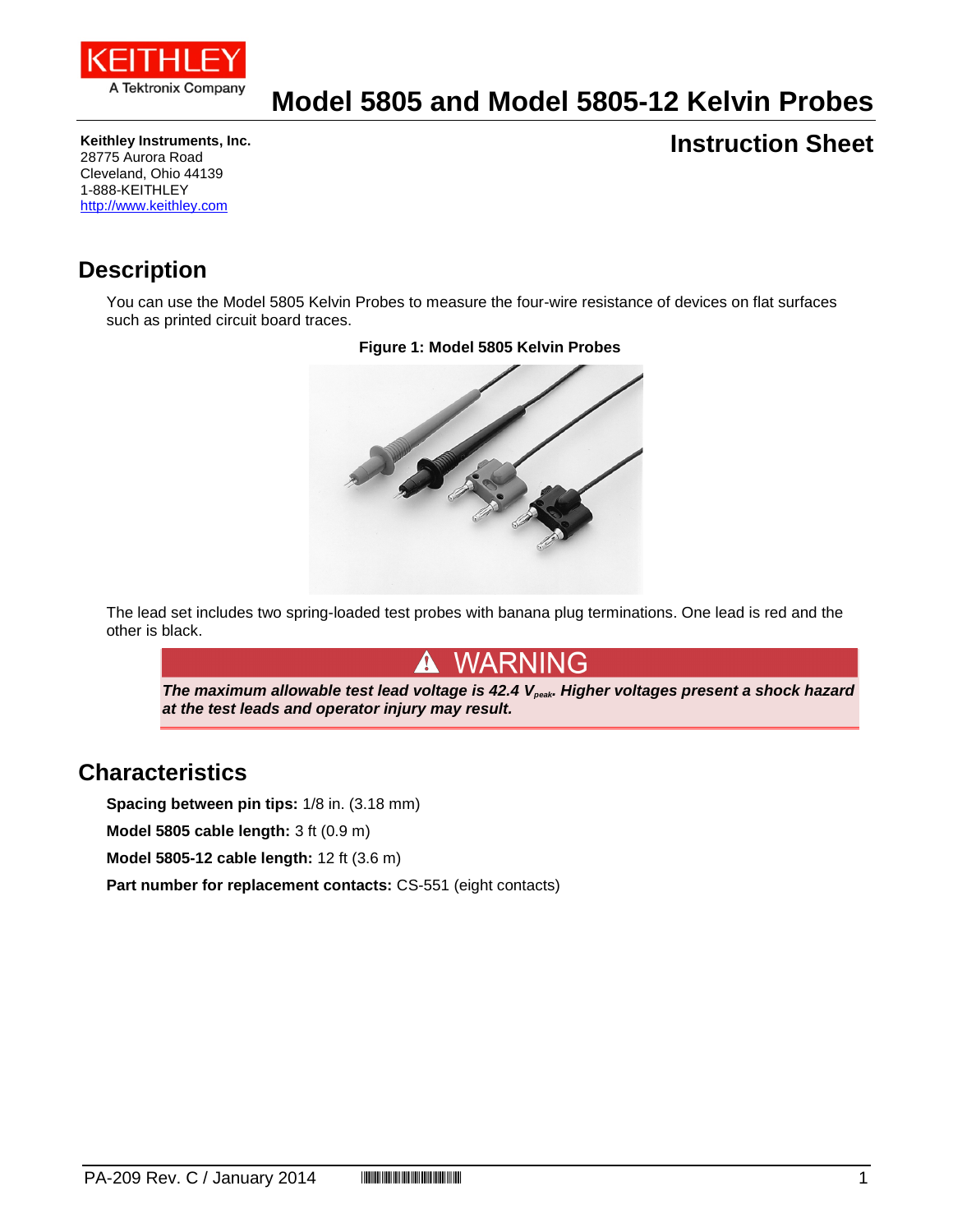# Model 5805 and Model 5805-12 Kelvin Probes

## Instruction Sheet

**Keithley Instruments, Inc.**
28775 Aurora Road
Cleveland, Ohio 44139
1-888-KEITHLEY
http://www.keithley.com

## Description

You can use the Model 5805 Kelvin Probes to measure the four-wire resistance of devices on flat surfaces such as printed circuit board traces.

**Figure 1: Model 5805 Kelvin Probes**

The lead set includes two spring-loaded test probes with banana plug terminations. One lead is red and the other is black.

> **WARNING**
>
> ***The maximum allowable test lead voltage is 42.4 $V_{peak}$. Higher voltages present a shock hazard at the test leads and operator injury may result.***

## Characteristics

**Spacing between pin tips:** 1/8 in. (3.18 mm)

**Model 5805 cable length:** 3 ft (0.9 m)

**Model 5805-12 cable length:** 12 ft (3.6 m)

**Part number for replacement contacts:** CS-551 (eight contacts)

PA-209 Rev. C / January 2014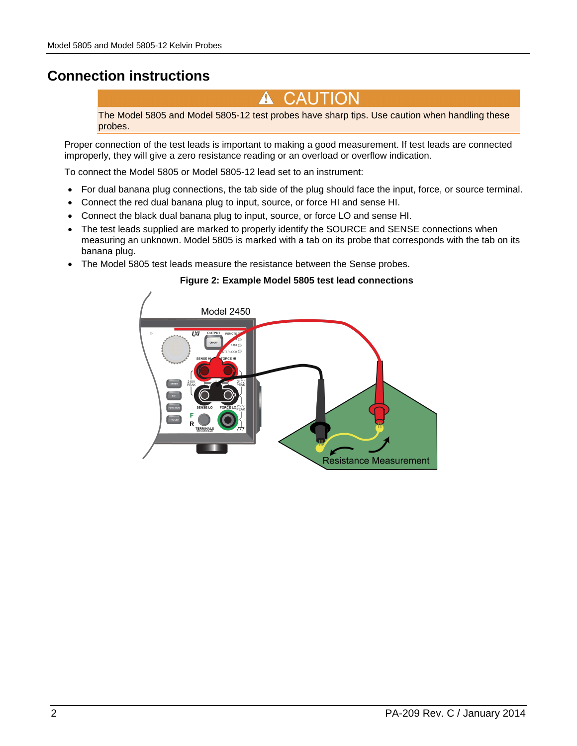## Connection instructions

> ⚠ **CAUTION**
>
> The Model 5805 and Model 5805-12 test probes have sharp tips. Use caution when handling these probes.

Proper connection of the test leads is important to making a good measurement. If test leads are connected improperly, they will give a zero resistance reading or an overload or overflow indication.

To connect the Model 5805 or Model 5805-12 lead set to an instrument:

- For dual banana plug connections, the tab side of the plug should face the input, force, or source terminal.
- Connect the red dual banana plug to input, source, or force HI and sense HI.
- Connect the black dual banana plug to input, source, or force LO and sense HI.
- The test leads supplied are marked to properly identify the SOURCE and SENSE connections when measuring an unknown. Model 5805 is marked with a tab on its probe that corresponds with the tab on its banana plug.
- The Model 5805 test leads measure the resistance between the Sense probes.

**Figure 2: Example Model 5805 test lead connections**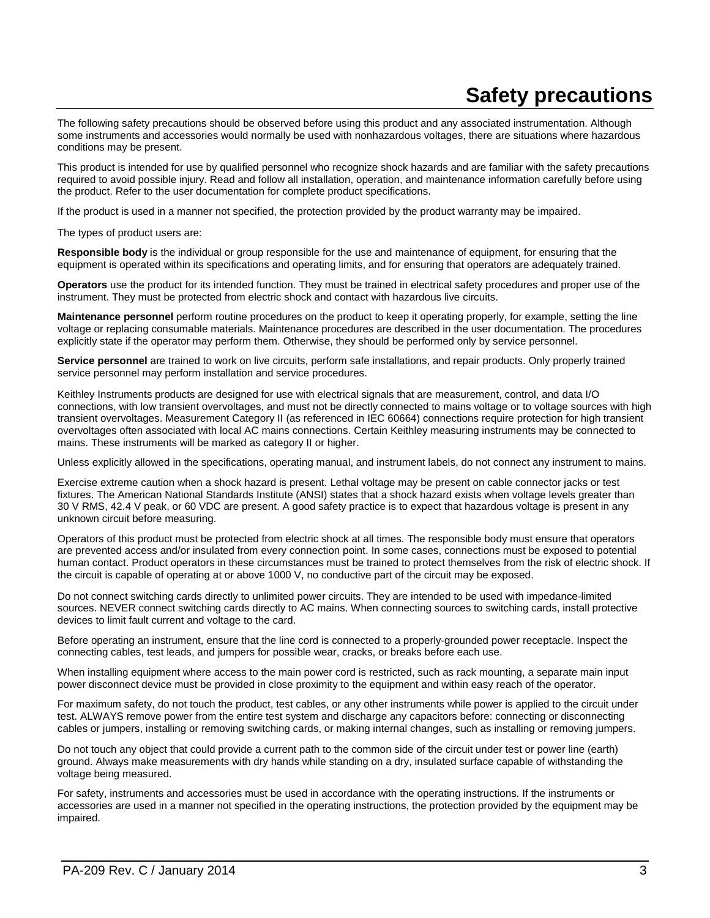# Safety precautions

The following safety precautions should be observed before using this product and any associated instrumentation. Although some instruments and accessories would normally be used with nonhazardous voltages, there are situations where hazardous conditions may be present.

This product is intended for use by qualified personnel who recognize shock hazards and are familiar with the safety precautions required to avoid possible injury. Read and follow all installation, operation, and maintenance information carefully before using the product. Refer to the user documentation for complete product specifications.

If the product is used in a manner not specified, the protection provided by the product warranty may be impaired.

The types of product users are:

**Responsible body** is the individual or group responsible for the use and maintenance of equipment, for ensuring that the equipment is operated within its specifications and operating limits, and for ensuring that operators are adequately trained.

**Operators** use the product for its intended function. They must be trained in electrical safety procedures and proper use of the instrument. They must be protected from electric shock and contact with hazardous live circuits.

**Maintenance personnel** perform routine procedures on the product to keep it operating properly, for example, setting the line voltage or replacing consumable materials. Maintenance procedures are described in the user documentation. The procedures explicitly state if the operator may perform them. Otherwise, they should be performed only by service personnel.

**Service personnel** are trained to work on live circuits, perform safe installations, and repair products. Only properly trained service personnel may perform installation and service procedures.

Keithley Instruments products are designed for use with electrical signals that are measurement, control, and data I/O connections, with low transient overvoltages, and must not be directly connected to mains voltage or to voltage sources with high transient overvoltages. Measurement Category II (as referenced in IEC 60664) connections require protection for high transient overvoltages often associated with local AC mains connections. Certain Keithley measuring instruments may be connected to mains. These instruments will be marked as category II or higher.

Unless explicitly allowed in the specifications, operating manual, and instrument labels, do not connect any instrument to mains.

Exercise extreme caution when a shock hazard is present. Lethal voltage may be present on cable connector jacks or test fixtures. The American National Standards Institute (ANSI) states that a shock hazard exists when voltage levels greater than 30 V RMS, 42.4 V peak, or 60 VDC are present. A good safety practice is to expect that hazardous voltage is present in any unknown circuit before measuring.

Operators of this product must be protected from electric shock at all times. The responsible body must ensure that operators are prevented access and/or insulated from every connection point. In some cases, connections must be exposed to potential human contact. Product operators in these circumstances must be trained to protect themselves from the risk of electric shock. If the circuit is capable of operating at or above 1000 V, no conductive part of the circuit may be exposed.

Do not connect switching cards directly to unlimited power circuits. They are intended to be used with impedance-limited sources. NEVER connect switching cards directly to AC mains. When connecting sources to switching cards, install protective devices to limit fault current and voltage to the card.

Before operating an instrument, ensure that the line cord is connected to a properly-grounded power receptacle. Inspect the connecting cables, test leads, and jumpers for possible wear, cracks, or breaks before each use.

When installing equipment where access to the main power cord is restricted, such as rack mounting, a separate main input power disconnect device must be provided in close proximity to the equipment and within easy reach of the operator.

For maximum safety, do not touch the product, test cables, or any other instruments while power is applied to the circuit under test. ALWAYS remove power from the entire test system and discharge any capacitors before: connecting or disconnecting cables or jumpers, installing or removing switching cards, or making internal changes, such as installing or removing jumpers.

Do not touch any object that could provide a current path to the common side of the circuit under test or power line (earth) ground. Always make measurements with dry hands while standing on a dry, insulated surface capable of withstanding the voltage being measured.

For safety, instruments and accessories must be used in accordance with the operating instructions. If the instruments or accessories are used in a manner not specified in the operating instructions, the protection provided by the equipment may be impaired.

PA-209 Rev. C / January 2014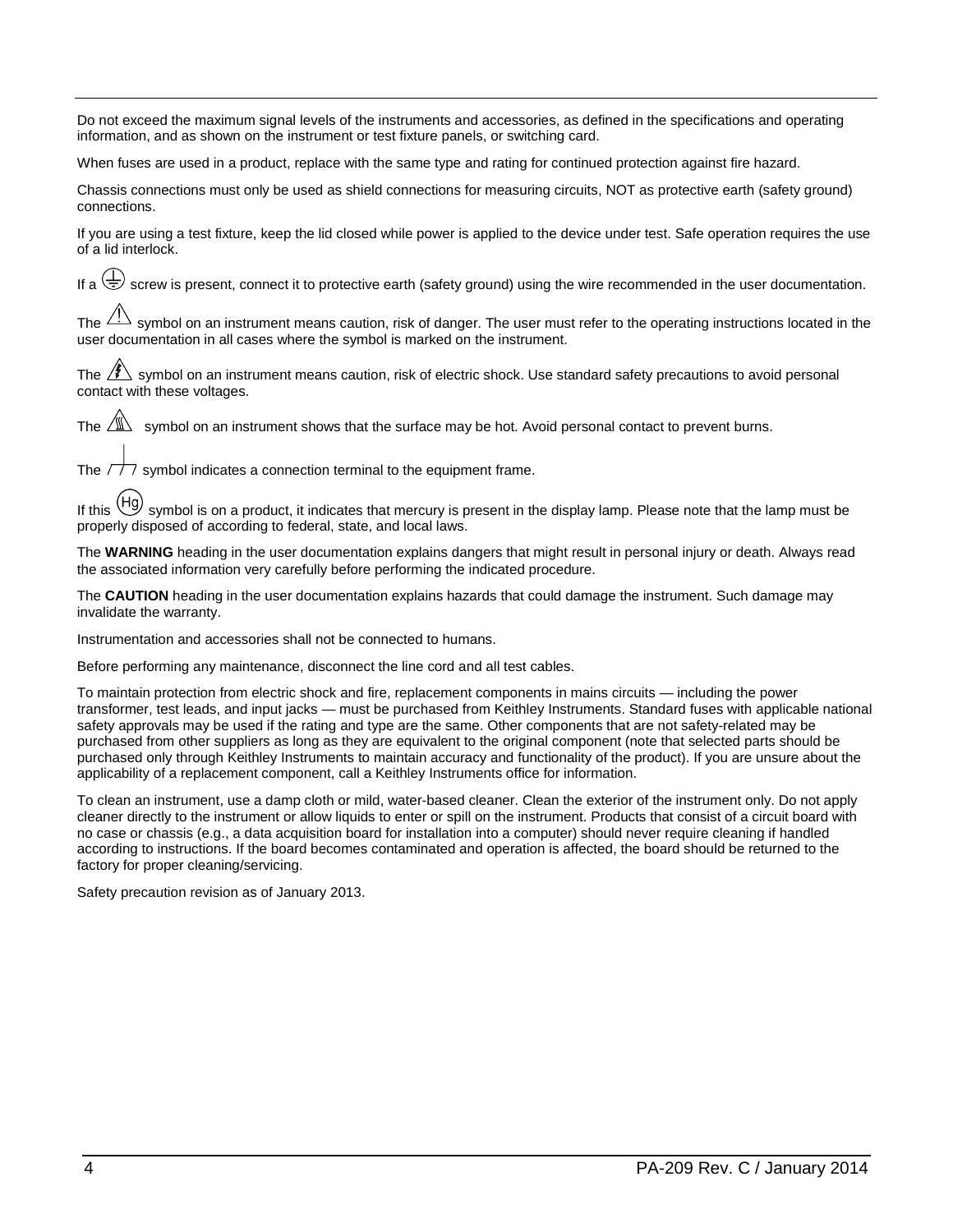Do not exceed the maximum signal levels of the instruments and accessories, as defined in the specifications and operating information, and as shown on the instrument or test fixture panels, or switching card.

When fuses are used in a product, replace with the same type and rating for continued protection against fire hazard.

Chassis connections must only be used as shield connections for measuring circuits, NOT as protective earth (safety ground) connections.

If you are using a test fixture, keep the lid closed while power is applied to the device under test. Safe operation requires the use of a lid interlock.

If a ⏚ screw is present, connect it to protective earth (safety ground) using the wire recommended in the user documentation.

The ⚠ symbol on an instrument means caution, risk of danger. The user must refer to the operating instructions located in the user documentation in all cases where the symbol is marked on the instrument.

The ⚡ symbol on an instrument means caution, risk of electric shock. Use standard safety precautions to avoid personal contact with these voltages.

The symbol on an instrument shows that the surface may be hot. Avoid personal contact to prevent burns.

The symbol indicates a connection terminal to the equipment frame.

If this (Hg) symbol is on a product, it indicates that mercury is present in the display lamp. Please note that the lamp must be properly disposed of according to federal, state, and local laws.

The **WARNING** heading in the user documentation explains dangers that might result in personal injury or death. Always read the associated information very carefully before performing the indicated procedure.

The **CAUTION** heading in the user documentation explains hazards that could damage the instrument. Such damage may invalidate the warranty.

Instrumentation and accessories shall not be connected to humans.

Before performing any maintenance, disconnect the line cord and all test cables.

To maintain protection from electric shock and fire, replacement components in mains circuits — including the power transformer, test leads, and input jacks — must be purchased from Keithley Instruments. Standard fuses with applicable national safety approvals may be used if the rating and type are the same. Other components that are not safety-related may be purchased from other suppliers as long as they are equivalent to the original component (note that selected parts should be purchased only through Keithley Instruments to maintain accuracy and functionality of the product). If you are unsure about the applicability of a replacement component, call a Keithley Instruments office for information.

To clean an instrument, use a damp cloth or mild, water-based cleaner. Clean the exterior of the instrument only. Do not apply cleaner directly to the instrument or allow liquids to enter or spill on the instrument. Products that consist of a circuit board with no case or chassis (e.g., a data acquisition board for installation into a computer) should never require cleaning if handled according to instructions. If the board becomes contaminated and operation is affected, the board should be returned to the factory for proper cleaning/servicing.

Safety precaution revision as of January 2013.